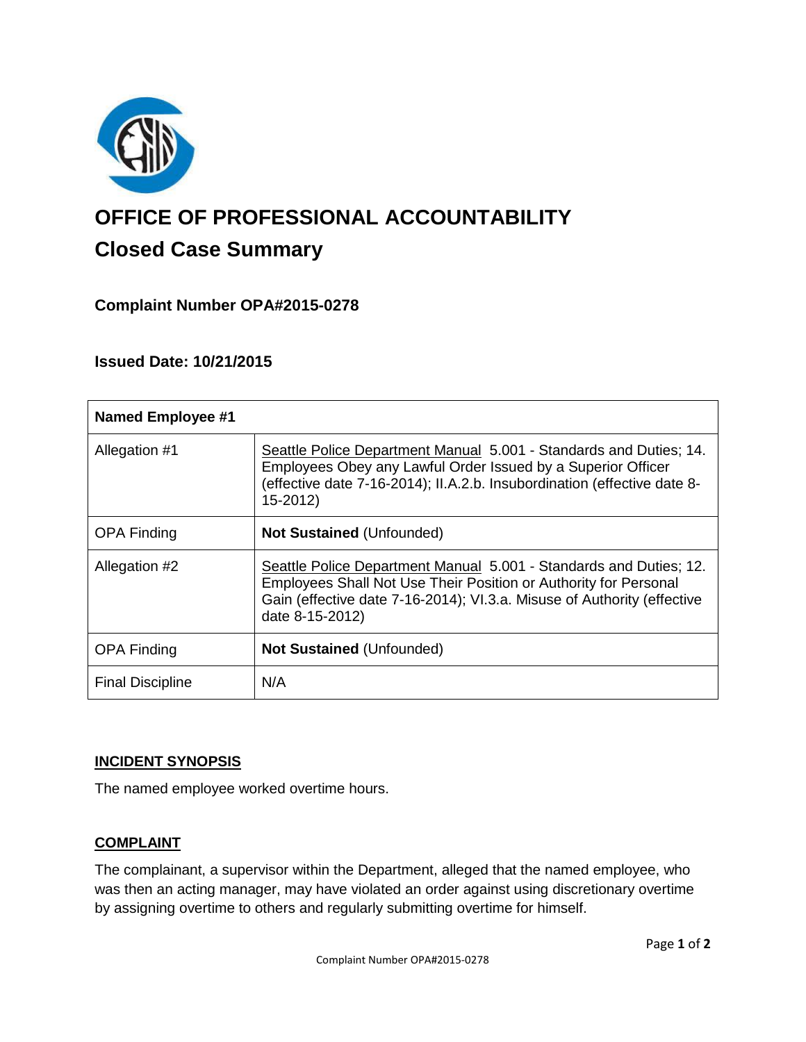# OFFICE OF PROFESSIONAL ACCOUNTABILITY

## Closed Case Summary

### Complaint Number OPA#2015-0278

### Issued Date: 10/21/2015

| Named Employee #1 | |
|---|---|
| Allegation #1 | Seattle Police Department Manual 5.001 - Standards and Duties; 14. Employees Obey any Lawful Order Issued by a Superior Officer (effective date 7-16-2014); II.A.2.b. Insubordination (effective date 8-15-2012) |
| OPA Finding | **Not Sustained** (Unfounded) |
| Allegation #2 | Seattle Police Department Manual 5.001 - Standards and Duties; 12. Employees Shall Not Use Their Position or Authority for Personal Gain (effective date 7-16-2014); VI.3.a. Misuse of Authority (effective date 8-15-2012) |
| OPA Finding | **Not Sustained** (Unfounded) |
| Final Discipline | N/A |

**INCIDENT SYNOPSIS**

The named employee worked overtime hours.

**COMPLAINT**

The complainant, a supervisor within the Department, alleged that the named employee, who was then an acting manager, may have violated an order against using discretionary overtime by assigning overtime to others and regularly submitting overtime for himself.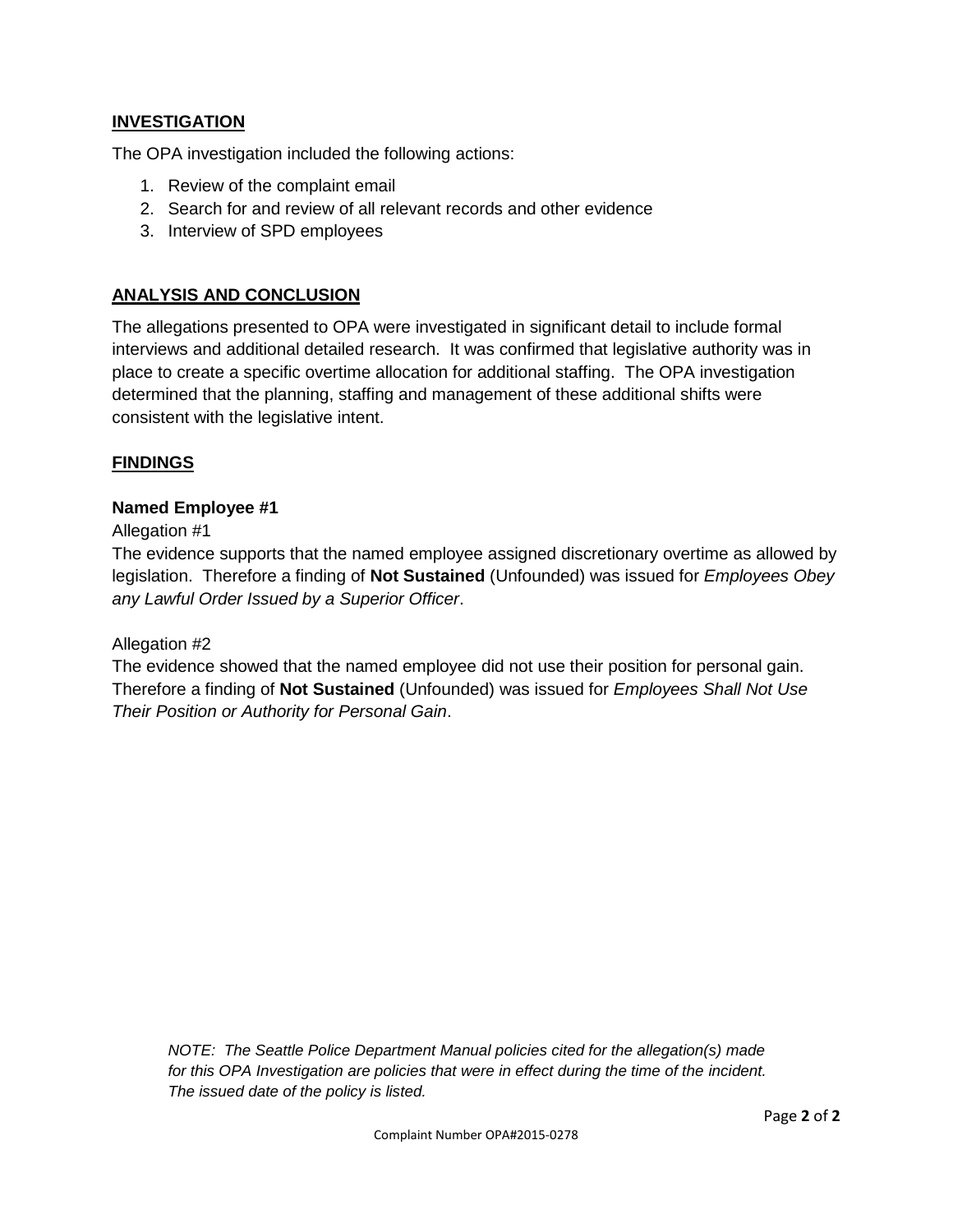## INVESTIGATION

The OPA investigation included the following actions:

1. Review of the complaint email
2. Search for and review of all relevant records and other evidence
3. Interview of SPD employees

## ANALYSIS AND CONCLUSION

The allegations presented to OPA were investigated in significant detail to include formal interviews and additional detailed research. It was confirmed that legislative authority was in place to create a specific overtime allocation for additional staffing. The OPA investigation determined that the planning, staffing and management of these additional shifts were consistent with the legislative intent.

## FINDINGS

**Named Employee #1**

Allegation #1

The evidence supports that the named employee assigned discretionary overtime as allowed by legislation. Therefore a finding of **Not Sustained** (Unfounded) was issued for *Employees Obey any Lawful Order Issued by a Superior Officer*.

Allegation #2

The evidence showed that the named employee did not use their position for personal gain. Therefore a finding of **Not Sustained** (Unfounded) was issued for *Employees Shall Not Use Their Position or Authority for Personal Gain*.

*NOTE: The Seattle Police Department Manual policies cited for the allegation(s) made for this OPA Investigation are policies that were in effect during the time of the incident. The issued date of the policy is listed.*

Complaint Number OPA#2015-0278